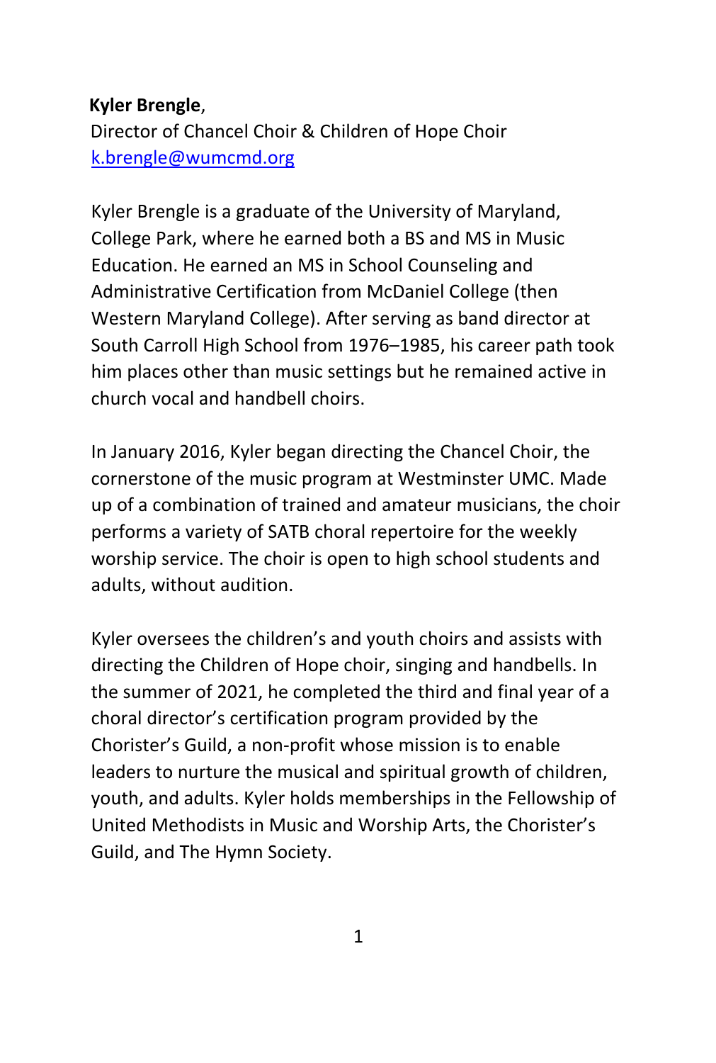**Kyler Brengle**,
Director of Chancel Choir & Children of Hope Choir
k.brengle@wumcmd.org

Kyler Brengle is a graduate of the University of Maryland, College Park, where he earned both a BS and MS in Music Education. He earned an MS in School Counseling and Administrative Certification from McDaniel College (then Western Maryland College). After serving as band director at South Carroll High School from 1976–1985, his career path took him places other than music settings but he remained active in church vocal and handbell choirs.

In January 2016, Kyler began directing the Chancel Choir, the cornerstone of the music program at Westminster UMC. Made up of a combination of trained and amateur musicians, the choir performs a variety of SATB choral repertoire for the weekly worship service. The choir is open to high school students and adults, without audition.

Kyler oversees the children's and youth choirs and assists with directing the Children of Hope choir, singing and handbells. In the summer of 2021, he completed the third and final year of a choral director's certification program provided by the Chorister's Guild, a non-profit whose mission is to enable leaders to nurture the musical and spiritual growth of children, youth, and adults. Kyler holds memberships in the Fellowship of United Methodists in Music and Worship Arts, the Chorister's Guild, and The Hymn Society.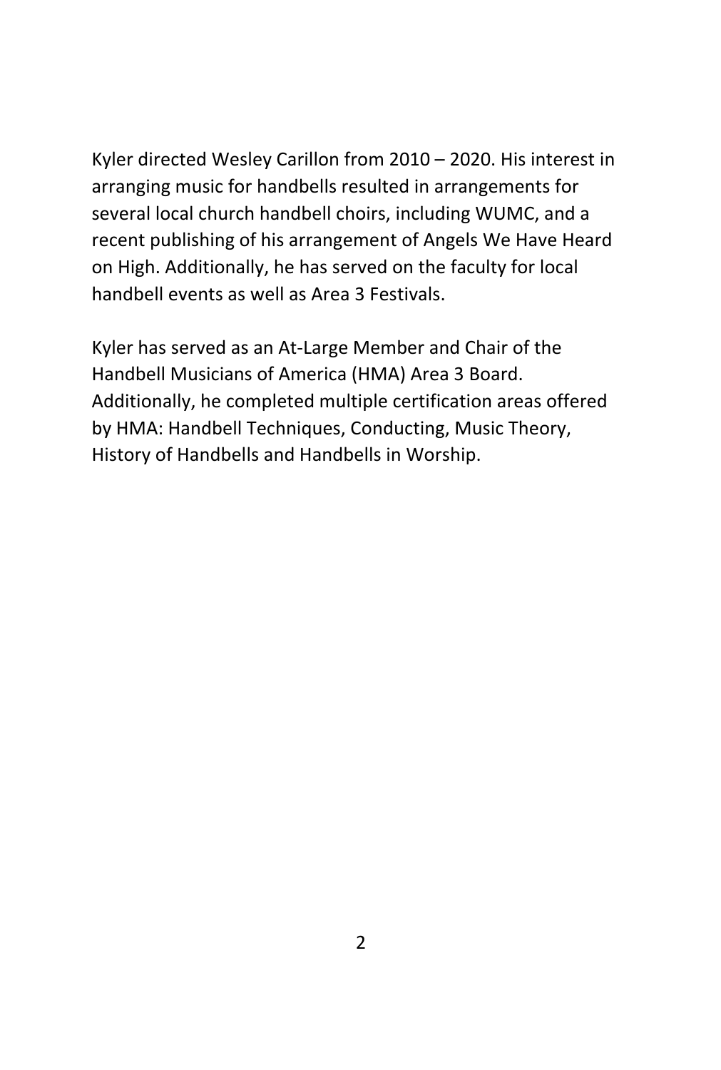Kyler directed Wesley Carillon from 2010 – 2020. His interest in arranging music for handbells resulted in arrangements for several local church handbell choirs, including WUMC, and a recent publishing of his arrangement of Angels We Have Heard on High. Additionally, he has served on the faculty for local handbell events as well as Area 3 Festivals.

Kyler has served as an At-Large Member and Chair of the Handbell Musicians of America (HMA) Area 3 Board. Additionally, he completed multiple certification areas offered by HMA: Handbell Techniques, Conducting, Music Theory, History of Handbells and Handbells in Worship.